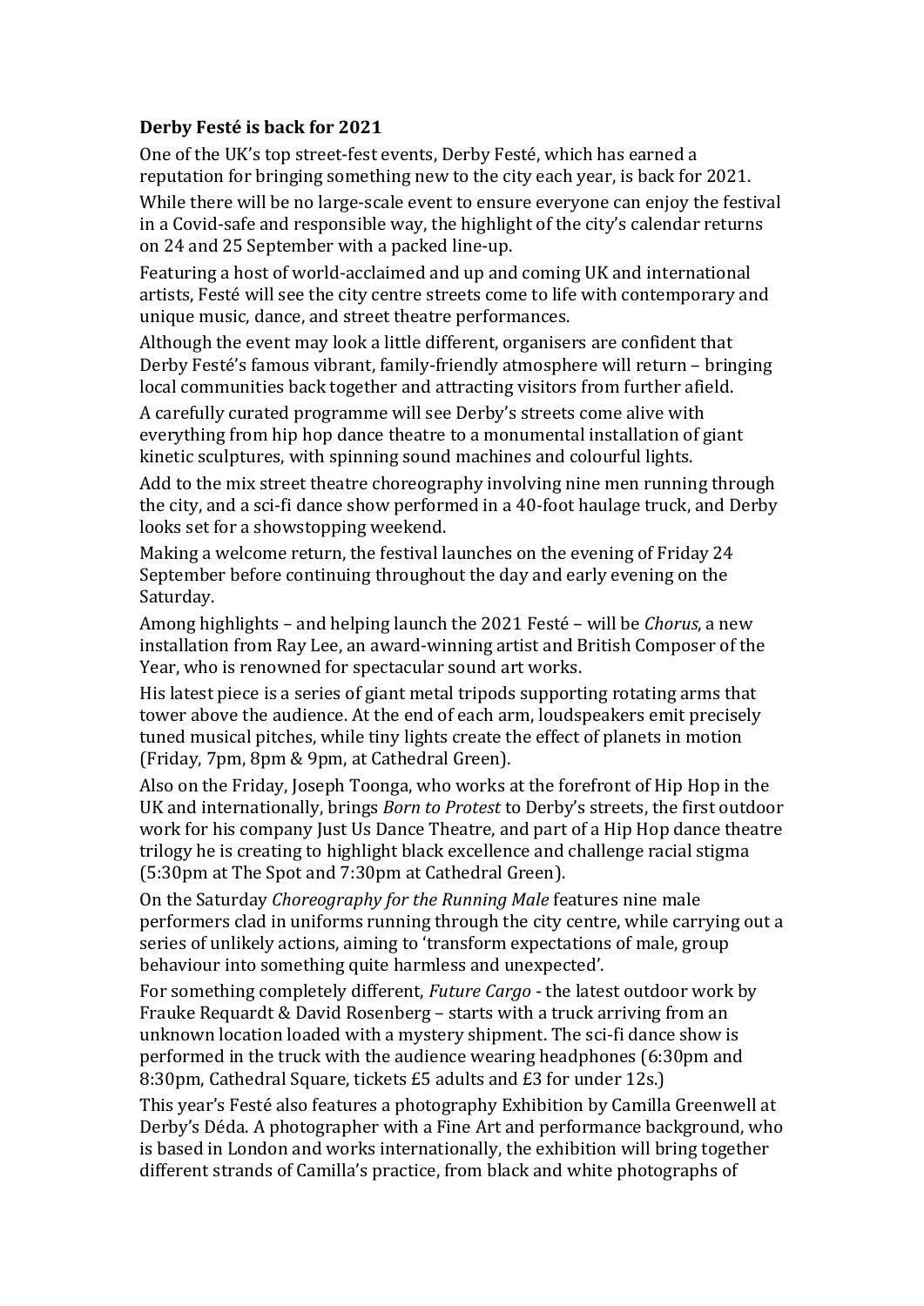**Derby Festé is back for 2021**

One of the UK's top street-fest events, Derby Festé, which has earned a reputation for bringing something new to the city each year, is back for 2021.

While there will be no large-scale event to ensure everyone can enjoy the festival in a Covid-safe and responsible way, the highlight of the city's calendar returns on 24 and 25 September with a packed line-up.

Featuring a host of world-acclaimed and up and coming UK and international artists, Festé will see the city centre streets come to life with contemporary and unique music, dance, and street theatre performances.

Although the event may look a little different, organisers are confident that Derby Festé's famous vibrant, family-friendly atmosphere will return – bringing local communities back together and attracting visitors from further afield.

A carefully curated programme will see Derby's streets come alive with everything from hip hop dance theatre to a monumental installation of giant kinetic sculptures, with spinning sound machines and colourful lights.

Add to the mix street theatre choreography involving nine men running through the city, and a sci-fi dance show performed in a 40-foot haulage truck, and Derby looks set for a showstopping weekend.

Making a welcome return, the festival launches on the evening of Friday 24 September before continuing throughout the day and early evening on the Saturday.

Among highlights – and helping launch the 2021 Festé – will be *Chorus*, a new installation from Ray Lee, an award-winning artist and British Composer of the Year, who is renowned for spectacular sound art works.

His latest piece is a series of giant metal tripods supporting rotating arms that tower above the audience. At the end of each arm, loudspeakers emit precisely tuned musical pitches, while tiny lights create the effect of planets in motion (Friday, 7pm, 8pm & 9pm, at Cathedral Green).

Also on the Friday, Joseph Toonga, who works at the forefront of Hip Hop in the UK and internationally, brings *Born to Protest* to Derby's streets, the first outdoor work for his company Just Us Dance Theatre, and part of a Hip Hop dance theatre trilogy he is creating to highlight black excellence and challenge racial stigma (5:30pm at The Spot and 7:30pm at Cathedral Green).

On the Saturday *Choreography for the Running Male* features nine male performers clad in uniforms running through the city centre, while carrying out a series of unlikely actions, aiming to 'transform expectations of male, group behaviour into something quite harmless and unexpected'.

For something completely different, *Future Cargo* - the latest outdoor work by Frauke Requardt & David Rosenberg – starts with a truck arriving from an unknown location loaded with a mystery shipment. The sci-fi dance show is performed in the truck with the audience wearing headphones (6:30pm and 8:30pm, Cathedral Square, tickets £5 adults and £3 for under 12s.)

This year's Festé also features a photography Exhibition by Camilla Greenwell at Derby's Déda. A photographer with a Fine Art and performance background, who is based in London and works internationally, the exhibition will bring together different strands of Camilla's practice, from black and white photographs of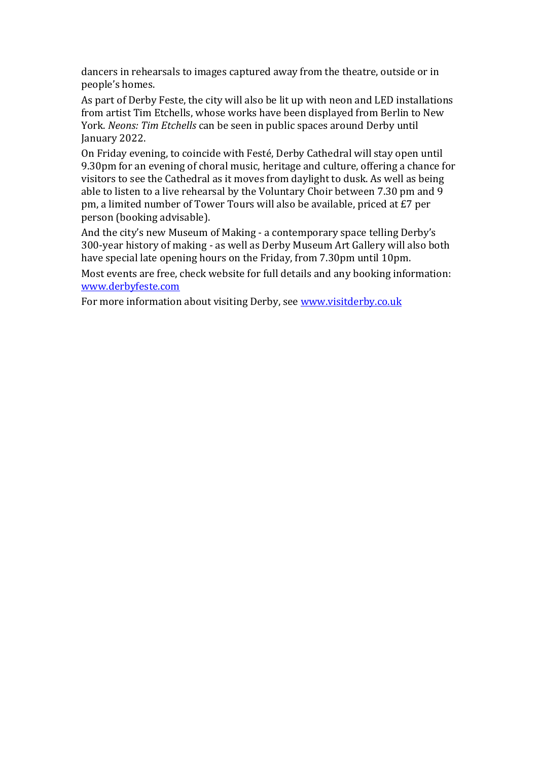dancers in rehearsals to images captured away from the theatre, outside or in people's homes.

As part of Derby Feste, the city will also be lit up with neon and LED installations from artist Tim Etchells, whose works have been displayed from Berlin to New York. *Neons: Tim Etchells* can be seen in public spaces around Derby until January 2022.

On Friday evening, to coincide with Festé, Derby Cathedral will stay open until 9.30pm for an evening of choral music, heritage and culture, offering a chance for visitors to see the Cathedral as it moves from daylight to dusk. As well as being able to listen to a live rehearsal by the Voluntary Choir between 7.30 pm and 9 pm, a limited number of Tower Tours will also be available, priced at £7 per person (booking advisable).

And the city's new Museum of Making - a contemporary space telling Derby's 300-year history of making - as well as Derby Museum Art Gallery will also both have special late opening hours on the Friday, from 7.30pm until 10pm.

Most events are free, check website for full details and any booking information: [www.derbyfeste.com](http://www.derbyfeste.com)

For more information about visiting Derby, see [www.visitderby.co.uk](http://www.visitderby.co.uk)